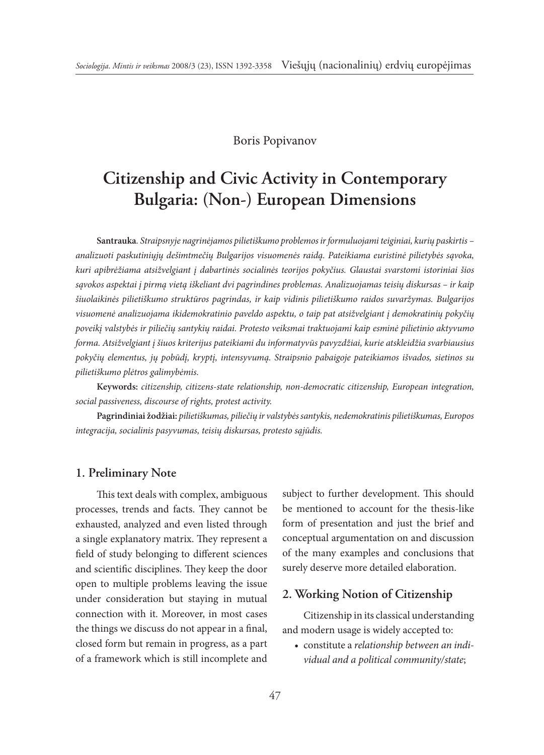Boris Popivanov

# Citizenship and Civic Activity in Contemporary Bulgaria: (Non-) European Dimensions

**Santrauka**. *Straipsnyje nagrinėjamos pilietiškumo problemos ir formuluojami teiginiai, kurių paskirtis – analizuoti paskutiniųjų dešimtmečių Bulgarijos visuomenės raidą. Pateikiama euristinė pilietybės sąvoka, kuri apibrėžiama atsižvelgiant į dabartinės socialinės teorijos pokyčius. Glaustai svarstomi istoriniai šios sąvokos aspektai į pirmą vietą iškeliant dvi pagrindines problemas. Analizuojamas teisių diskursas – ir kaip šiuolaikinės pilietiškumo struktūros pagrindas, ir kaip vidinis pilietiškumo raidos suvaržymas. Bulgarijos visuomenė analizuojama ikidemokratinio paveldo aspektu, o taip pat atsižvelgiant į demokratinių pokyčių poveikį valstybės ir piliečių santykių raidai. Protesto veiksmai traktuojami kaip esminė pilietinio aktyvumo forma. Atsižvelgiant į šiuos kriterijus pateikiami du informatyvūs pavyzdžiai, kurie atskleidžia svarbiausius pokyčių elementus, jų pobūdį, kryptį, intensyvumą. Straipsnio pabaigoje pateikiamos išvados, sietinos su pilietiškumo plėtros galimybėmis.*

**Keywords:** *citizenship, citizens-state relationship, non-democratic citizenship, European integration, social passiveness, discourse of rights, protest activity.*

**Pagrindiniai žodžiai:** *pilietiškumas, piliečių ir valstybės santykis, nedemokratinis pilietiškumas, Europos integracija, socialinis pasyvumas, teisių diskursas, protesto sąjūdis.*

## 1. Preliminary Note

This text deals with complex, ambiguous processes, trends and facts. They cannot be exhausted, analyzed and even listed through a single explanatory matrix. They represent a field of study belonging to different sciences and scientific disciplines. They keep the door open to multiple problems leaving the issue under consideration but staying in mutual connection with it. Moreover, in most cases the things we discuss do not appear in a final, closed form but remain in progress, as a part of a framework which is still incomplete and subject to further development. This should be mentioned to account for the thesis-like form of presentation and just the brief and conceptual argumentation on and discussion of the many examples and conclusions that surely deserve more detailed elaboration.

## 2. Working Notion of Citizenship

Citizenship in its classical understanding and modern usage is widely accepted to:

- constitute a *relationship between an individual and a political community/state*;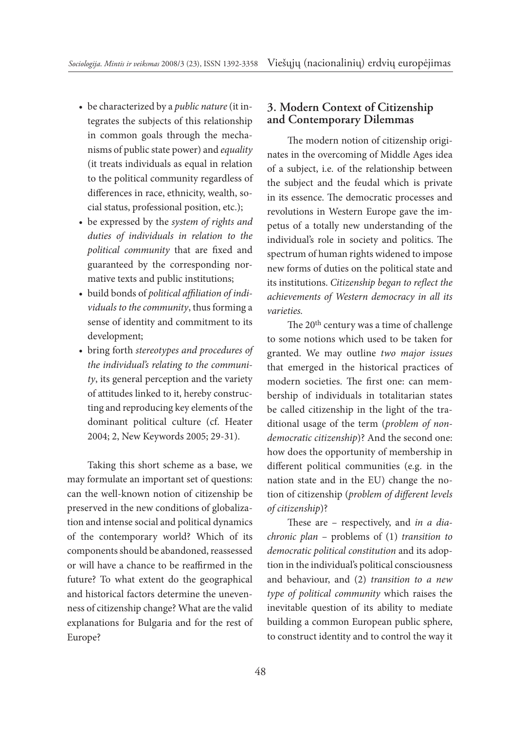- be characterized by a *public nature* (it integrates the subjects of this relationship in common goals through the mechanisms of public state power) and *equality* (it treats individuals as equal in relation to the political community regardless of differences in race, ethnicity, wealth, social status, professional position, etc.);
- be expressed by the *system of rights and duties of individuals in relation to the political community* that are fixed and guaranteed by the corresponding normative texts and public institutions;
- build bonds of *political affiliation of individuals to the community*, thus forming a sense of identity and commitment to its development;
- bring forth *stereotypes and procedures of the individual's relating to the community*, its general perception and the variety of attitudes linked to it, hereby constructing and reproducing key elements of the dominant political culture (cf. Heater 2004; 2, New Keywords 2005; 29-31).

Taking this short scheme as a base, we may formulate an important set of questions: can the well-known notion of citizenship be preserved in the new conditions of globalization and intense social and political dynamics of the contemporary world? Which of its components should be abandoned, reassessed or will have a chance to be reaffirmed in the future? To what extent do the geographical and historical factors determine the unevenness of citizenship change? What are the valid explanations for Bulgaria and for the rest of Europe?

## 3. Modern Context of Citizenship and Contemporary Dilemmas

The modern notion of citizenship originates in the overcoming of Middle Ages idea of a subject, i.e. of the relationship between the subject and the feudal which is private in its essence. The democratic processes and revolutions in Western Europe gave the impetus of a totally new understanding of the individual's role in society and politics. The spectrum of human rights widened to impose new forms of duties on the political state and its institutions. *Citizenship began to reflect the achievements of Western democracy in all its varieties.*

The 20th century was a time of challenge to some notions which used to be taken for granted. We may outline *two major issues* that emerged in the historical practices of modern societies. The first one: can membership of individuals in totalitarian states be called citizenship in the light of the traditional usage of the term (*problem of non-democratic citizenship*)? And the second one: how does the opportunity of membership in different political communities (e.g. in the nation state and in the EU) change the notion of citizenship (*problem of different levels of citizenship*)?

These are – respectively, and *in a diachronic plan* – problems of (1) *transition to democratic political constitution* and its adoption in the individual's political consciousness and behaviour, and (2) *transition to a new type of political community* which raises the inevitable question of its ability to mediate building a common European public sphere, to construct identity and to control the way it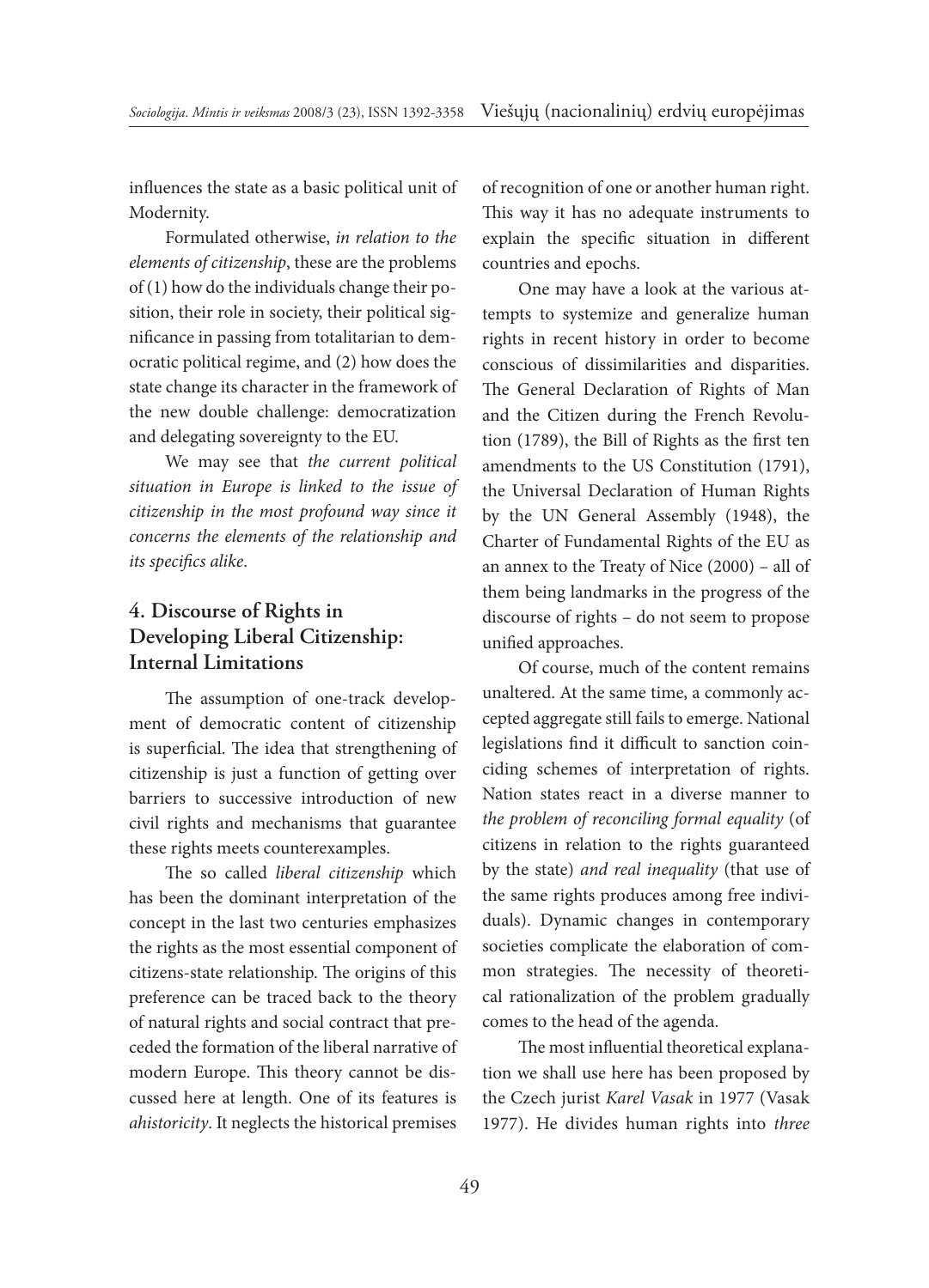influences the state as a basic political unit of Modernity.

Formulated otherwise, *in relation to the elements of citizenship*, these are the problems of (1) how do the individuals change their position, their role in society, their political significance in passing from totalitarian to democratic political regime, and (2) how does the state change its character in the framework of the new double challenge: democratization and delegating sovereignty to the EU.

We may see that *the current political situation in Europe is linked to the issue of citizenship in the most profound way since it concerns the elements of the relationship and its specifics alike*.

## 4. Discourse of Rights in Developing Liberal Citizenship: Internal Limitations

The assumption of one-track development of democratic content of citizenship is superficial. The idea that strengthening of citizenship is just a function of getting over barriers to successive introduction of new civil rights and mechanisms that guarantee these rights meets counterexamples.

The so called *liberal citizenship* which has been the dominant interpretation of the concept in the last two centuries emphasizes the rights as the most essential component of citizens-state relationship. The origins of this preference can be traced back to the theory of natural rights and social contract that preceded the formation of the liberal narrative of modern Europe. This theory cannot be discussed here at length. One of its features is *ahistoricity*. It neglects the historical premises of recognition of one or another human right. This way it has no adequate instruments to explain the specific situation in different countries and epochs.

One may have a look at the various attempts to systemize and generalize human rights in recent history in order to become conscious of dissimilarities and disparities. The General Declaration of Rights of Man and the Citizen during the French Revolution (1789), the Bill of Rights as the first ten amendments to the US Constitution (1791), the Universal Declaration of Human Rights by the UN General Assembly (1948), the Charter of Fundamental Rights of the EU as an annex to the Treaty of Nice (2000) – all of them being landmarks in the progress of the discourse of rights – do not seem to propose unified approaches.

Of course, much of the content remains unaltered. At the same time, a commonly accepted aggregate still fails to emerge. National legislations find it difficult to sanction coinciding schemes of interpretation of rights. Nation states react in a diverse manner to *the problem of reconciling formal equality* (of citizens in relation to the rights guaranteed by the state) *and real inequality* (that use of the same rights produces among free individuals). Dynamic changes in contemporary societies complicate the elaboration of common strategies. The necessity of theoretical rationalization of the problem gradually comes to the head of the agenda.

The most influential theoretical explanation we shall use here has been proposed by the Czech jurist *Karel Vasak* in 1977 (Vasak 1977). He divides human rights into *three*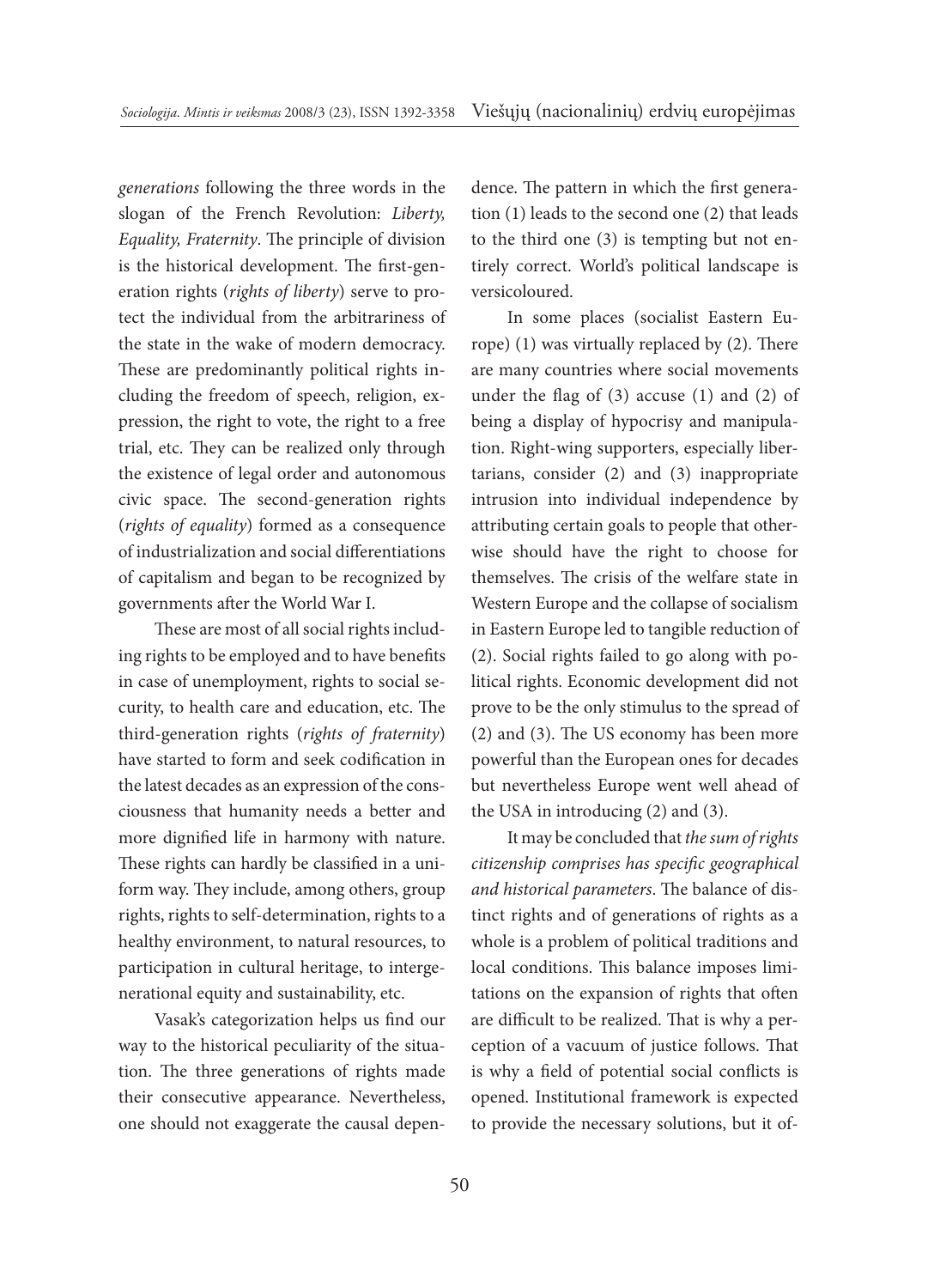*generations* following the three words in the slogan of the French Revolution: *Liberty, Equality, Fraternity*. The principle of division is the historical development. The first-generation rights (*rights of liberty*) serve to protect the individual from the arbitrariness of the state in the wake of modern democracy. These are predominantly political rights including the freedom of speech, religion, expression, the right to vote, the right to a free trial, etc. They can be realized only through the existence of legal order and autonomous civic space. The second-generation rights (*rights of equality*) formed as a consequence of industrialization and social differentiations of capitalism and began to be recognized by governments after the World War I.

These are most of all social rights including rights to be employed and to have benefits in case of unemployment, rights to social security, to health care and education, etc. The third-generation rights (*rights of fraternity*) have started to form and seek codification in the latest decades as an expression of the consciousness that humanity needs a better and more dignified life in harmony with nature. These rights can hardly be classified in a uniform way. They include, among others, group rights, rights to self-determination, rights to a healthy environment, to natural resources, to participation in cultural heritage, to intergenerational equity and sustainability, etc.

Vasak's categorization helps us find our way to the historical peculiarity of the situation. The three generations of rights made their consecutive appearance. Nevertheless, one should not exaggerate the causal dependence. The pattern in which the first generation (1) leads to the second one (2) that leads to the third one (3) is tempting but not entirely correct. World's political landscape is versicoloured.

In some places (socialist Eastern Europe) (1) was virtually replaced by (2). There are many countries where social movements under the flag of (3) accuse (1) and (2) of being a display of hypocrisy and manipulation. Right-wing supporters, especially libertarians, consider (2) and (3) inappropriate intrusion into individual independence by attributing certain goals to people that otherwise should have the right to choose for themselves. The crisis of the welfare state in Western Europe and the collapse of socialism in Eastern Europe led to tangible reduction of (2). Social rights failed to go along with political rights. Economic development did not prove to be the only stimulus to the spread of (2) and (3). The US economy has been more powerful than the European ones for decades but nevertheless Europe went well ahead of the USA in introducing (2) and (3).

It may be concluded that *the sum of rights citizenship comprises has specific geographical and historical parameters*. The balance of distinct rights and of generations of rights as a whole is a problem of political traditions and local conditions. This balance imposes limitations on the expansion of rights that often are difficult to be realized. That is why a perception of a vacuum of justice follows. That is why a field of potential social conflicts is opened. Institutional framework is expected to provide the necessary solutions, but it of-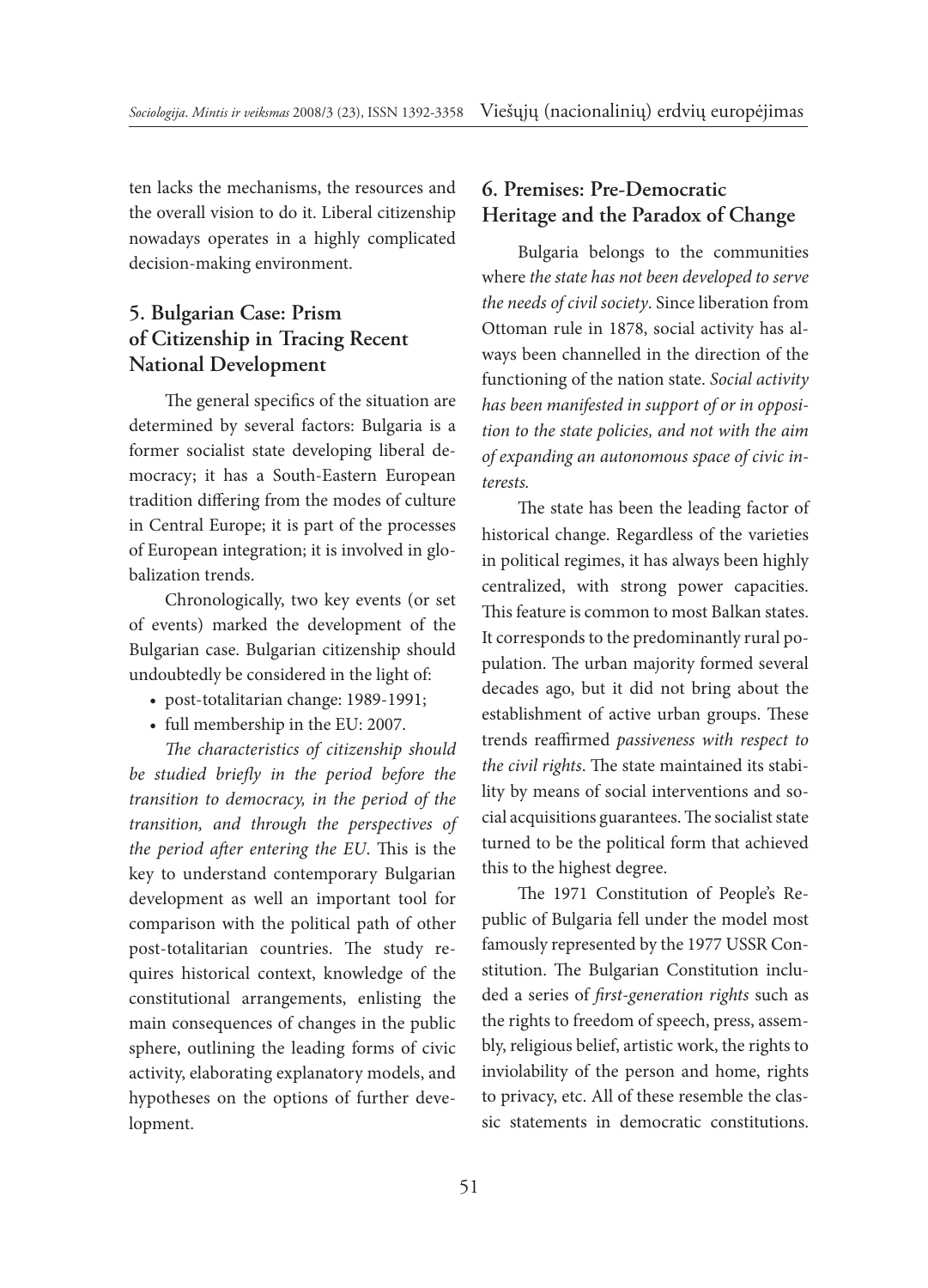ten lacks the mechanisms, the resources and the overall vision to do it. Liberal citizenship nowadays operates in a highly complicated decision-making environment.

## 5. Bulgarian Case: Prism of Citizenship in Tracing Recent National Development

The general specifics of the situation are determined by several factors: Bulgaria is a former socialist state developing liberal democracy; it has a South-Eastern European tradition differing from the modes of culture in Central Europe; it is part of the processes of European integration; it is involved in globalization trends.

Chronologically, two key events (or set of events) marked the development of the Bulgarian case. Bulgarian citizenship should undoubtedly be considered in the light of:

- post-totalitarian change: 1989-1991;
- full membership in the EU: 2007.

*The characteristics of citizenship should be studied briefly in the period before the transition to democracy, in the period of the transition, and through the perspectives of the period after entering the EU*. This is the key to understand contemporary Bulgarian development as well an important tool for comparison with the political path of other post-totalitarian countries. The study requires historical context, knowledge of the constitutional arrangements, enlisting the main consequences of changes in the public sphere, outlining the leading forms of civic activity, elaborating explanatory models, and hypotheses on the options of further development.

## 6. Premises: Pre-Democratic Heritage and the Paradox of Change

Bulgaria belongs to the communities where *the state has not been developed to serve the needs of civil society*. Since liberation from Ottoman rule in 1878, social activity has always been channelled in the direction of the functioning of the nation state. *Social activity has been manifested in support of or in opposition to the state policies, and not with the aim of expanding an autonomous space of civic interests.*

The state has been the leading factor of historical change. Regardless of the varieties in political regimes, it has always been highly centralized, with strong power capacities. This feature is common to most Balkan states. It corresponds to the predominantly rural population. The urban majority formed several decades ago, but it did not bring about the establishment of active urban groups. These trends reaffirmed *passiveness with respect to the civil rights*. The state maintained its stability by means of social interventions and social acquisitions guarantees. The socialist state turned to be the political form that achieved this to the highest degree.

The 1971 Constitution of People's Republic of Bulgaria fell under the model most famously represented by the 1977 USSR Constitution. The Bulgarian Constitution included a series of *first-generation rights* such as the rights to freedom of speech, press, assembly, religious belief, artistic work, the rights to inviolability of the person and home, rights to privacy, etc. All of these resemble the classic statements in democratic constitutions.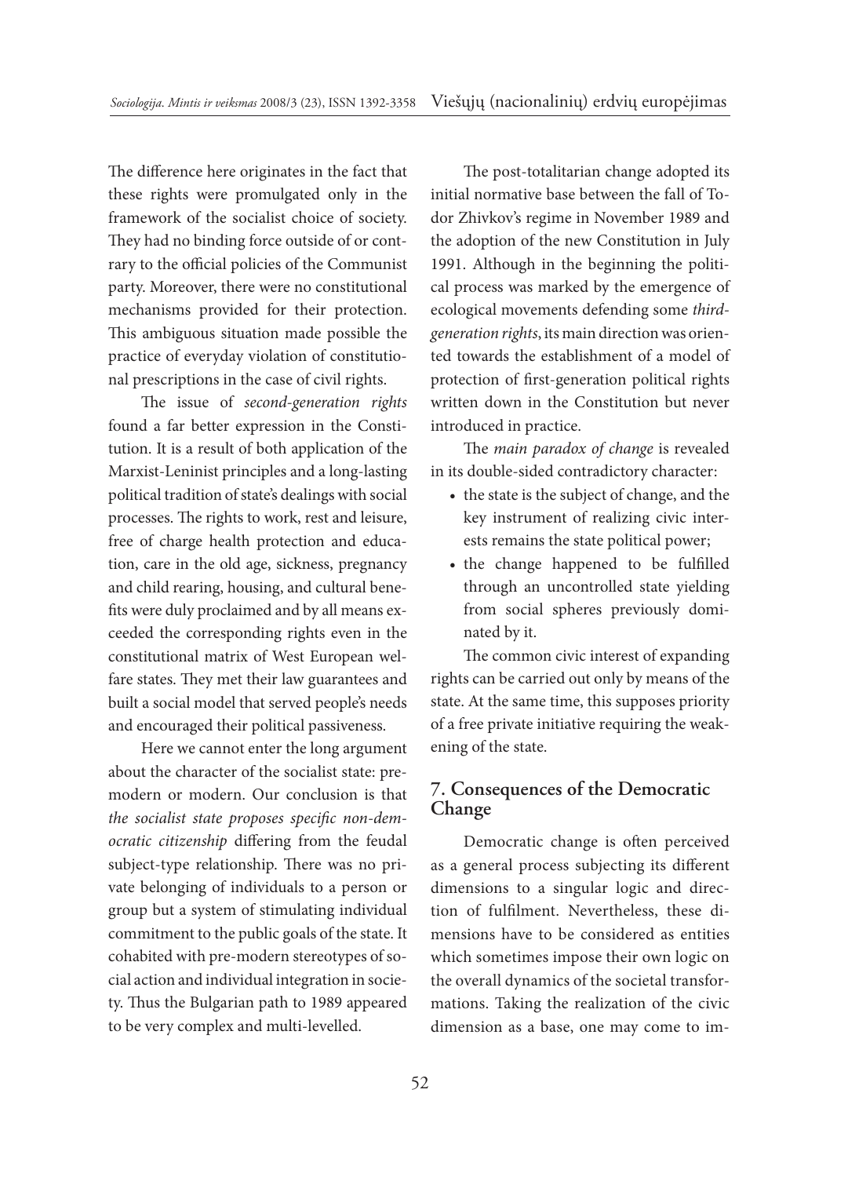The difference here originates in the fact that these rights were promulgated only in the framework of the socialist choice of society. They had no binding force outside of or contrary to the official policies of the Communist party. Moreover, there were no constitutional mechanisms provided for their protection. This ambiguous situation made possible the practice of everyday violation of constitutional prescriptions in the case of civil rights.

The issue of *second-generation rights* found a far better expression in the Constitution. It is a result of both application of the Marxist-Leninist principles and a long-lasting political tradition of state's dealings with social processes. The rights to work, rest and leisure, free of charge health protection and education, care in the old age, sickness, pregnancy and child rearing, housing, and cultural benefits were duly proclaimed and by all means exceeded the corresponding rights even in the constitutional matrix of West European welfare states. They met their law guarantees and built a social model that served people's needs and encouraged their political passiveness.

Here we cannot enter the long argument about the character of the socialist state: premodern or modern. Our conclusion is that *the socialist state proposes specific non-democratic citizenship* differing from the feudal subject-type relationship. There was no private belonging of individuals to a person or group but a system of stimulating individual commitment to the public goals of the state. It cohabited with pre-modern stereotypes of social action and individual integration in society. Thus the Bulgarian path to 1989 appeared to be very complex and multi-levelled.

The post-totalitarian change adopted its initial normative base between the fall of Todor Zhivkov's regime in November 1989 and the adoption of the new Constitution in July 1991. Although in the beginning the political process was marked by the emergence of ecological movements defending some *third-generation rights*, its main direction was oriented towards the establishment of a model of protection of first-generation political rights written down in the Constitution but never introduced in practice.

The *main paradox of change* is revealed in its double-sided contradictory character:

- the state is the subject of change, and the key instrument of realizing civic interests remains the state political power;
- the change happened to be fulfilled through an uncontrolled state yielding from social spheres previously dominated by it.

The common civic interest of expanding rights can be carried out only by means of the state. At the same time, this supposes priority of a free private initiative requiring the weakening of the state.

## 7. Consequences of the Democratic Change

Democratic change is often perceived as a general process subjecting its different dimensions to a singular logic and direction of fulfilment. Nevertheless, these dimensions have to be considered as entities which sometimes impose their own logic on the overall dynamics of the societal transformations. Taking the realization of the civic dimension as a base, one may come to im-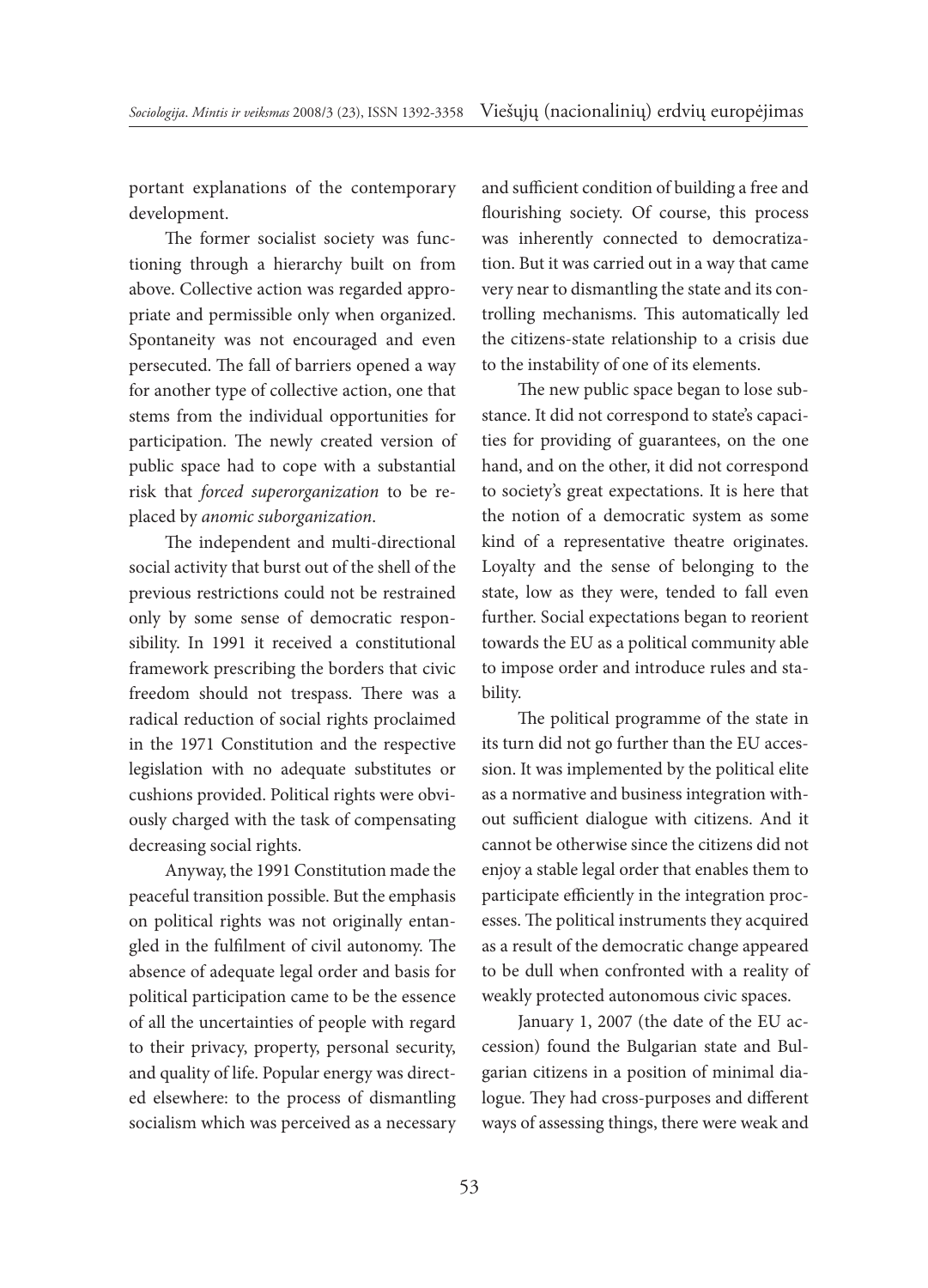portant explanations of the contemporary development.

The former socialist society was functioning through a hierarchy built on from above. Collective action was regarded appropriate and permissible only when organized. Spontaneity was not encouraged and even persecuted. The fall of barriers opened a way for another type of collective action, one that stems from the individual opportunities for participation. The newly created version of public space had to cope with a substantial risk that *forced superorganization* to be replaced by *anomic suborganization*.

The independent and multi-directional social activity that burst out of the shell of the previous restrictions could not be restrained only by some sense of democratic responsibility. In 1991 it received a constitutional framework prescribing the borders that civic freedom should not trespass. There was a radical reduction of social rights proclaimed in the 1971 Constitution and the respective legislation with no adequate substitutes or cushions provided. Political rights were obviously charged with the task of compensating decreasing social rights.

Anyway, the 1991 Constitution made the peaceful transition possible. But the emphasis on political rights was not originally entangled in the fulfilment of civil autonomy. The absence of adequate legal order and basis for political participation came to be the essence of all the uncertainties of people with regard to their privacy, property, personal security, and quality of life. Popular energy was directed elsewhere: to the process of dismantling socialism which was perceived as a necessary and sufficient condition of building a free and flourishing society. Of course, this process was inherently connected to democratization. But it was carried out in a way that came very near to dismantling the state and its controlling mechanisms. This automatically led the citizens-state relationship to a crisis due to the instability of one of its elements.

The new public space began to lose substance. It did not correspond to state's capacities for providing of guarantees, on the one hand, and on the other, it did not correspond to society's great expectations. It is here that the notion of a democratic system as some kind of a representative theatre originates. Loyalty and the sense of belonging to the state, low as they were, tended to fall even further. Social expectations began to reorient towards the EU as a political community able to impose order and introduce rules and stability.

The political programme of the state in its turn did not go further than the EU accession. It was implemented by the political elite as a normative and business integration without sufficient dialogue with citizens. And it cannot be otherwise since the citizens did not enjoy a stable legal order that enables them to participate efficiently in the integration processes. The political instruments they acquired as a result of the democratic change appeared to be dull when confronted with a reality of weakly protected autonomous civic spaces.

January 1, 2007 (the date of the EU accession) found the Bulgarian state and Bulgarian citizens in a position of minimal dialogue. They had cross-purposes and different ways of assessing things, there were weak and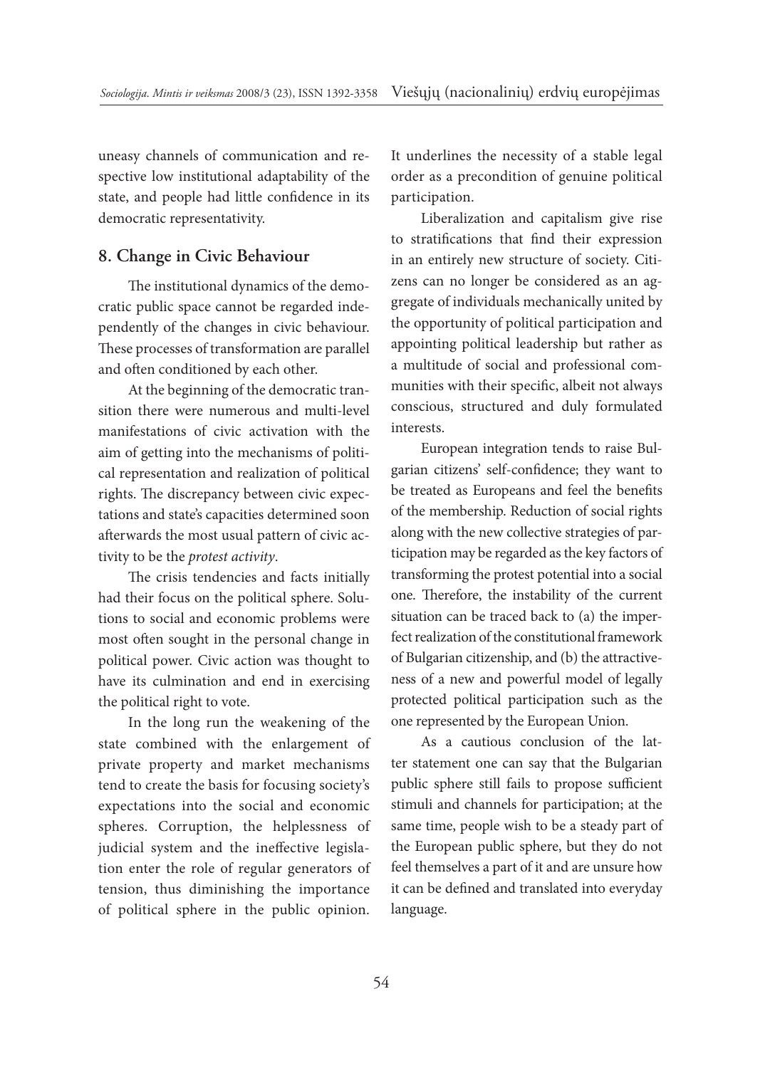uneasy channels of communication and respective low institutional adaptability of the state, and people had little confidence in its democratic representativity.

## 8. Change in Civic Behaviour

The institutional dynamics of the democratic public space cannot be regarded independently of the changes in civic behaviour. These processes of transformation are parallel and often conditioned by each other.

At the beginning of the democratic transition there were numerous and multi-level manifestations of civic activation with the aim of getting into the mechanisms of political representation and realization of political rights. The discrepancy between civic expectations and state's capacities determined soon afterwards the most usual pattern of civic activity to be the *protest activity*.

The crisis tendencies and facts initially had their focus on the political sphere. Solutions to social and economic problems were most often sought in the personal change in political power. Civic action was thought to have its culmination and end in exercising the political right to vote.

In the long run the weakening of the state combined with the enlargement of private property and market mechanisms tend to create the basis for focusing society's expectations into the social and economic spheres. Corruption, the helplessness of judicial system and the ineffective legislation enter the role of regular generators of tension, thus diminishing the importance of political sphere in the public opinion. It underlines the necessity of a stable legal order as a precondition of genuine political participation.

Liberalization and capitalism give rise to stratifications that find their expression in an entirely new structure of society. Citizens can no longer be considered as an aggregate of individuals mechanically united by the opportunity of political participation and appointing political leadership but rather as a multitude of social and professional communities with their specific, albeit not always conscious, structured and duly formulated interests.

European integration tends to raise Bulgarian citizens' self-confidence; they want to be treated as Europeans and feel the benefits of the membership. Reduction of social rights along with the new collective strategies of participation may be regarded as the key factors of transforming the protest potential into a social one. Therefore, the instability of the current situation can be traced back to (a) the imperfect realization of the constitutional framework of Bulgarian citizenship, and (b) the attractiveness of a new and powerful model of legally protected political participation such as the one represented by the European Union.

As a cautious conclusion of the latter statement one can say that the Bulgarian public sphere still fails to propose sufficient stimuli and channels for participation; at the same time, people wish to be a steady part of the European public sphere, but they do not feel themselves a part of it and are unsure how it can be defined and translated into everyday language.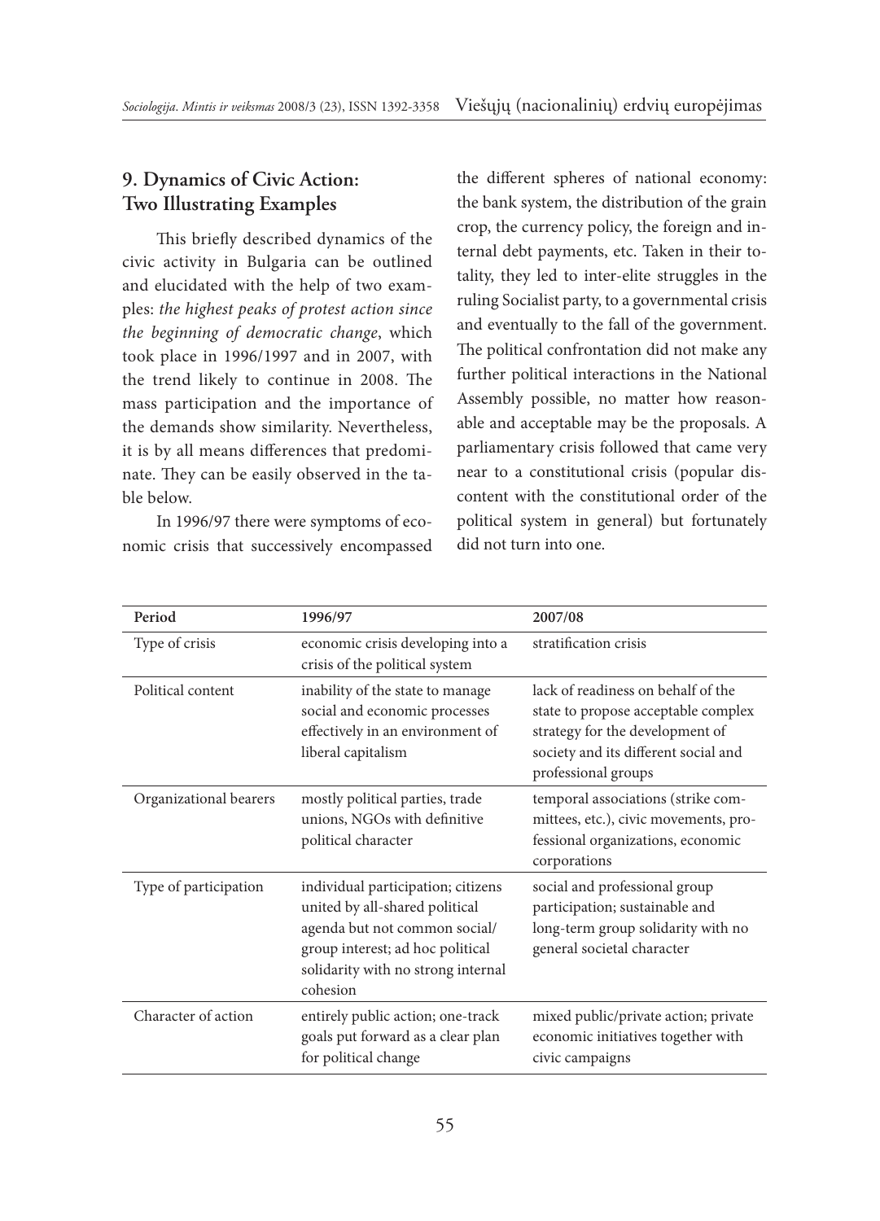## 9. Dynamics of Civic Action: Two Illustrating Examples

This briefly described dynamics of the civic activity in Bulgaria can be outlined and elucidated with the help of two examples: *the highest peaks of protest action since the beginning of democratic change*, which took place in 1996/1997 and in 2007, with the trend likely to continue in 2008. The mass participation and the importance of the demands show similarity. Nevertheless, it is by all means differences that predominate. They can be easily observed in the table below.

In 1996/97 there were symptoms of economic crisis that successively encompassed the different spheres of national economy: the bank system, the distribution of the grain crop, the currency policy, the foreign and internal debt payments, etc. Taken in their totality, they led to inter-elite struggles in the ruling Socialist party, to a governmental crisis and eventually to the fall of the government. The political confrontation did not make any further political interactions in the National Assembly possible, no matter how reasonable and acceptable may be the proposals. A parliamentary crisis followed that came very near to a constitutional crisis (popular discontent with the constitutional order of the political system in general) but fortunately did not turn into one.

| Period | 1996/97 | 2007/08 |
|---|---|---|
| Type of crisis | economic crisis developing into a crisis of the political system | stratification crisis |
| Political content | inability of the state to manage social and economic processes effectively in an environment of liberal capitalism | lack of readiness on behalf of the state to propose acceptable complex strategy for the development of society and its different social and professional groups |
| Organizational bearers | mostly political parties, trade unions, NGOs with definitive political character | temporal associations (strike committees, etc.), civic movements, professional organizations, economic corporations |
| Type of participation | individual participation; citizens united by all-shared political agenda but not common social/group interest; ad hoc political solidarity with no strong internal cohesion | social and professional group participation; sustainable and long-term group solidarity with no general societal character |
| Character of action | entirely public action; one-track goals put forward as a clear plan for political change | mixed public/private action; private economic initiatives together with civic campaigns |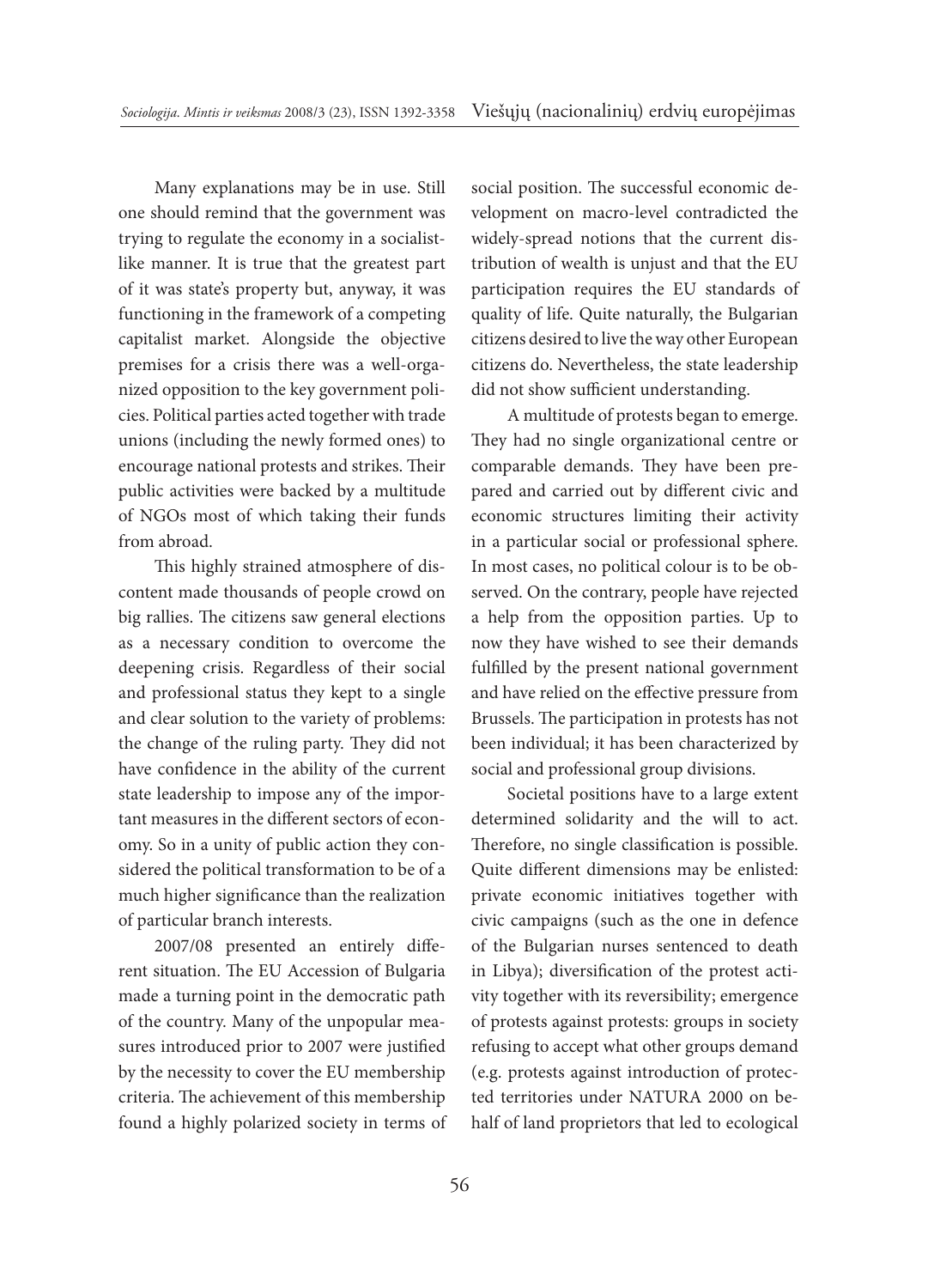Many explanations may be in use. Still one should remind that the government was trying to regulate the economy in a socialist-like manner. It is true that the greatest part of it was state's property but, anyway, it was functioning in the framework of a competing capitalist market. Alongside the objective premises for a crisis there was a well-organized opposition to the key government policies. Political parties acted together with trade unions (including the newly formed ones) to encourage national protests and strikes. Their public activities were backed by a multitude of NGOs most of which taking their funds from abroad.

This highly strained atmosphere of discontent made thousands of people crowd on big rallies. The citizens saw general elections as a necessary condition to overcome the deepening crisis. Regardless of their social and professional status they kept to a single and clear solution to the variety of problems: the change of the ruling party. They did not have confidence in the ability of the current state leadership to impose any of the important measures in the different sectors of economy. So in a unity of public action they considered the political transformation to be of a much higher significance than the realization of particular branch interests.

2007/08 presented an entirely different situation. The EU Accession of Bulgaria made a turning point in the democratic path of the country. Many of the unpopular measures introduced prior to 2007 were justified by the necessity to cover the EU membership criteria. The achievement of this membership found a highly polarized society in terms of social position. The successful economic development on macro-level contradicted the widely-spread notions that the current distribution of wealth is unjust and that the EU participation requires the EU standards of quality of life. Quite naturally, the Bulgarian citizens desired to live the way other European citizens do. Nevertheless, the state leadership did not show sufficient understanding.

A multitude of protests began to emerge. They had no single organizational centre or comparable demands. They have been prepared and carried out by different civic and economic structures limiting their activity in a particular social or professional sphere. In most cases, no political colour is to be observed. On the contrary, people have rejected a help from the opposition parties. Up to now they have wished to see their demands fulfilled by the present national government and have relied on the effective pressure from Brussels. The participation in protests has not been individual; it has been characterized by social and professional group divisions.

Societal positions have to a large extent determined solidarity and the will to act. Therefore, no single classification is possible. Quite different dimensions may be enlisted: private economic initiatives together with civic campaigns (such as the one in defence of the Bulgarian nurses sentenced to death in Libya); diversification of the protest activity together with its reversibility; emergence of protests against protests: groups in society refusing to accept what other groups demand (e.g. protests against introduction of protected territories under NATURA 2000 on behalf of land proprietors that led to ecological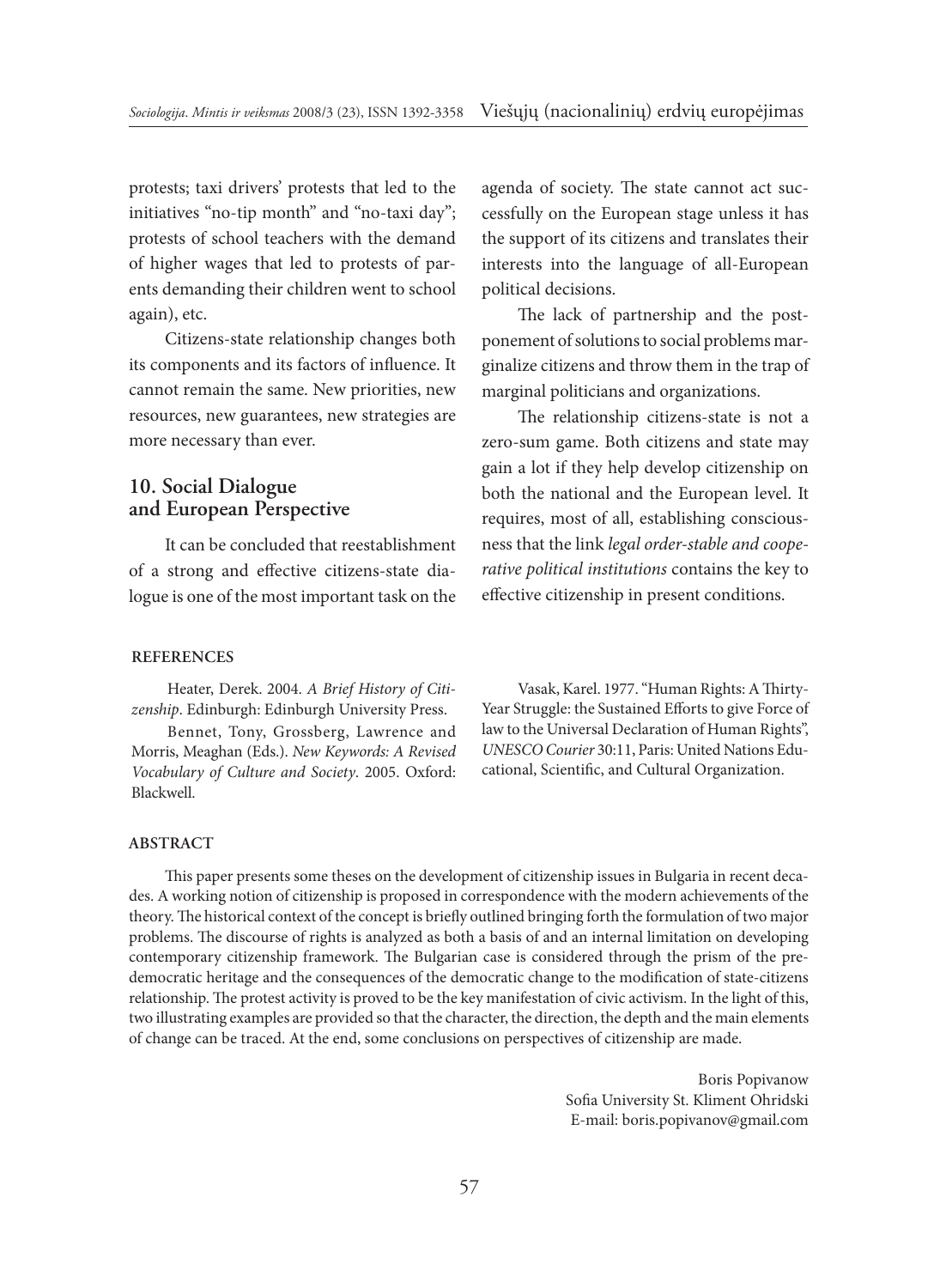protests; taxi drivers' protests that led to the initiatives "no-tip month" and "no-taxi day"; protests of school teachers with the demand of higher wages that led to protests of parents demanding their children went to school again), etc.

Citizens-state relationship changes both its components and its factors of influence. It cannot remain the same. New priorities, new resources, new guarantees, new strategies are more necessary than ever.

## 10. Social Dialogue and European Perspective

It can be concluded that reestablishment of a strong and effective citizens-state dialogue is one of the most important task on the agenda of society. The state cannot act successfully on the European stage unless it has the support of its citizens and translates their interests into the language of all-European political decisions.

The lack of partnership and the postponement of solutions to social problems marginalize citizens and throw them in the trap of marginal politicians and organizations.

The relationship citizens-state is not a zero-sum game. Both citizens and state may gain a lot if they help develop citizenship on both the national and the European level. It requires, most of all, establishing consciousness that the link *legal order-stable and cooperative political institutions* contains the key to effective citizenship in present conditions.

### REFERENCES

Heater, Derek. 2004. *A Brief History of Citizenship*. Edinburgh: Edinburgh University Press.

Bennet, Tony, Grossberg, Lawrence and Morris, Meaghan (Eds.). *New Keywords: A Revised Vocabulary of Culture and Society*. 2005. Oxford: Blackwell.

Vasak, Karel. 1977. "Human Rights: A Thirty-Year Struggle: the Sustained Efforts to give Force of law to the Universal Declaration of Human Rights", *UNESCO Courier* 30:11, Paris: United Nations Educational, Scientific, and Cultural Organization.

### ABSTRACT

This paper presents some theses on the development of citizenship issues in Bulgaria in recent decades. A working notion of citizenship is proposed in correspondence with the modern achievements of the theory. The historical context of the concept is briefly outlined bringing forth the formulation of two major problems. The discourse of rights is analyzed as both a basis of and an internal limitation on developing contemporary citizenship framework. The Bulgarian case is considered through the prism of the pre-democratic heritage and the consequences of the democratic change to the modification of state-citizens relationship. The protest activity is proved to be the key manifestation of civic activism. In the light of this, two illustrating examples are provided so that the character, the direction, the depth and the main elements of change can be traced. At the end, some conclusions on perspectives of citizenship are made.

Boris Popivanow
Sofia University St. Kliment Ohridski
E-mail: boris.popivanov@gmail.com